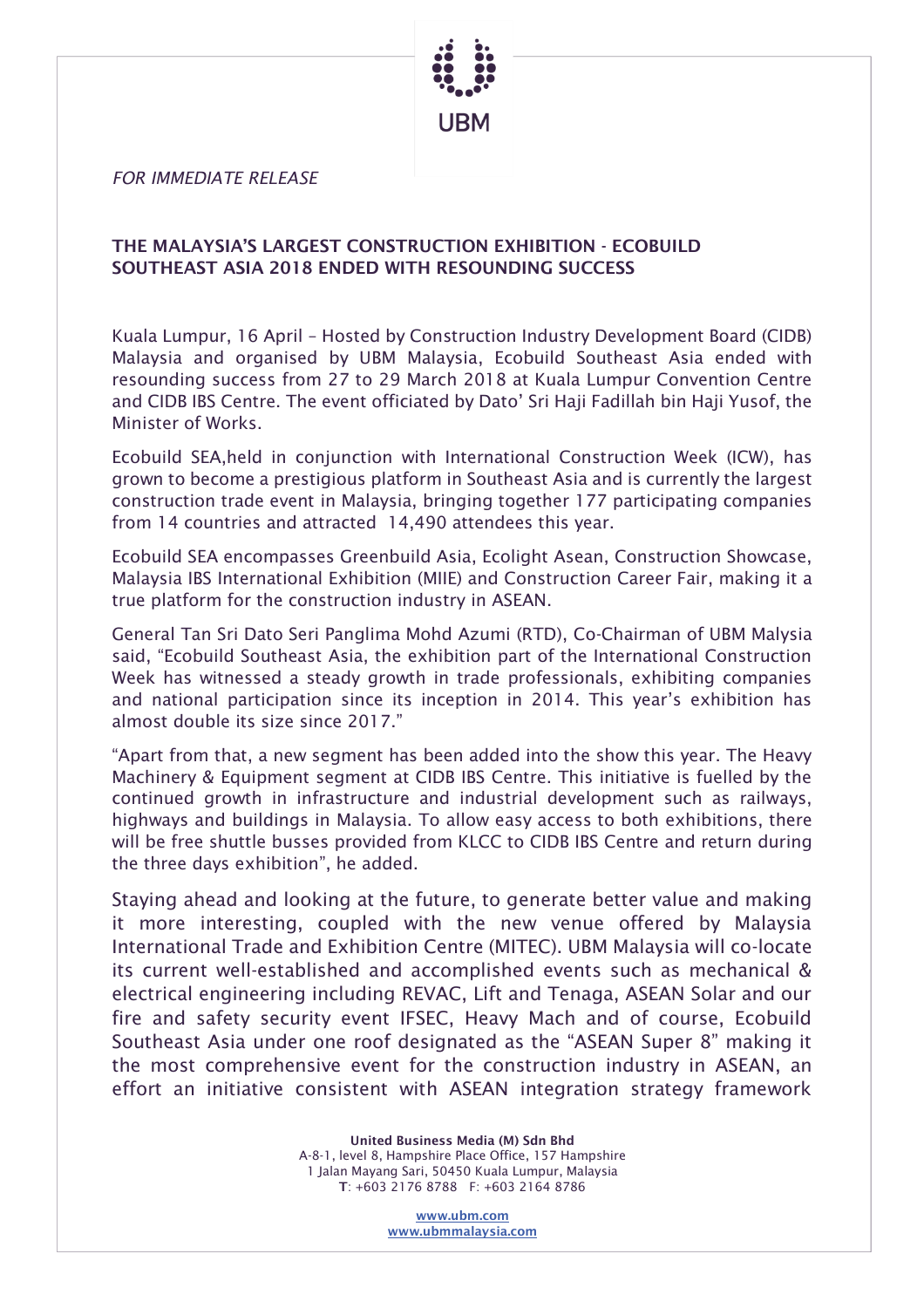*FOR IMMEDIATE RELEASE*

**THE MALAYSIA'S LARGEST CONSTRUCTION EXHIBITION - ECOBUILD SOUTHEAST ASIA 2018 ENDED WITH RESOUNDING SUCCESS**

Kuala Lumpur, 16 April – Hosted by Construction Industry Development Board (CIDB) Malaysia and organised by UBM Malaysia, Ecobuild Southeast Asia ended with resounding success from 27 to 29 March 2018 at Kuala Lumpur Convention Centre and CIDB IBS Centre. The event officiated by Dato' Sri Haji Fadillah bin Haji Yusof, the Minister of Works.

Ecobuild SEA,held in conjunction with International Construction Week (ICW), has grown to become a prestigious platform in Southeast Asia and is currently the largest construction trade event in Malaysia, bringing together 177 participating companies from 14 countries and attracted 14,490 attendees this year.

Ecobuild SEA encompasses Greenbuild Asia, Ecolight Asean, Construction Showcase, Malaysia IBS International Exhibition (MIIE) and Construction Career Fair, making it a true platform for the construction industry in ASEAN.

General Tan Sri Dato Seri Panglima Mohd Azumi (RTD), Co-Chairman of UBM Malysia said, "Ecobuild Southeast Asia, the exhibition part of the International Construction Week has witnessed a steady growth in trade professionals, exhibiting companies and national participation since its inception in 2014. This year's exhibition has almost double its size since 2017."

"Apart from that, a new segment has been added into the show this year. The Heavy Machinery & Equipment segment at CIDB IBS Centre. This initiative is fuelled by the continued growth in infrastructure and industrial development such as railways, highways and buildings in Malaysia. To allow easy access to both exhibitions, there will be free shuttle busses provided from KLCC to CIDB IBS Centre and return during the three days exhibition", he added.

Staying ahead and looking at the future, to generate better value and making it more interesting, coupled with the new venue offered by Malaysia International Trade and Exhibition Centre (MITEC). UBM Malaysia will co-locate its current well-established and accomplished events such as mechanical & electrical engineering including REVAC, Lift and Tenaga, ASEAN Solar and our fire and safety security event IFSEC, Heavy Mach and of course, Ecobuild Southeast Asia under one roof designated as the "ASEAN Super 8" making it the most comprehensive event for the construction industry in ASEAN, an effort an initiative consistent with ASEAN integration strategy framework

**United Business Media (M) Sdn Bhd**
A-8-1, level 8, Hampshire Place Office, 157 Hampshire
1 Jalan Mayang Sari, 50450 Kuala Lumpur, Malaysia
**T**: +603 2176 8788 F: +603 2164 8786

www.ubm.com
www.ubmmalaysia.com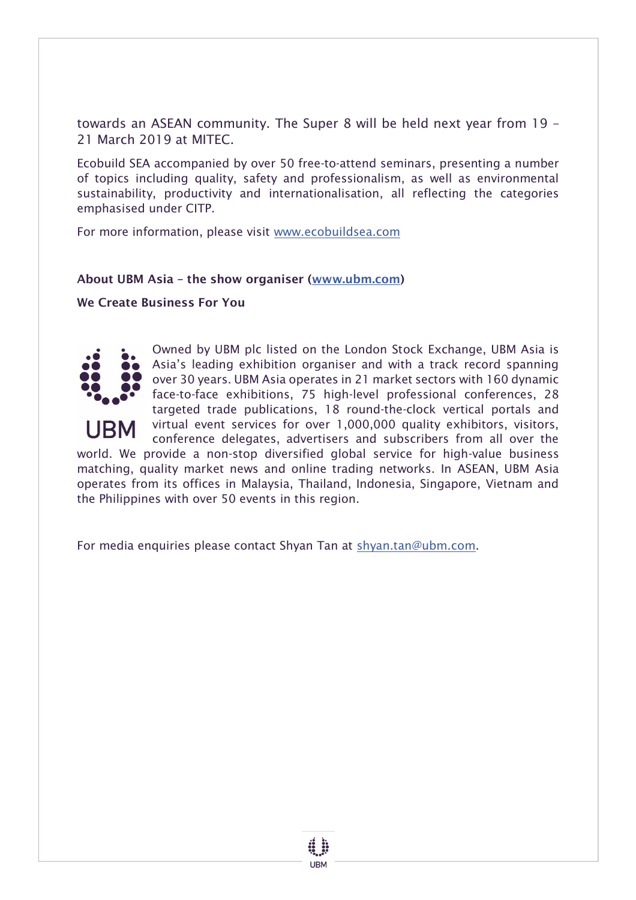towards an ASEAN community. The Super 8 will be held next year from 19 – 21 March 2019 at MITEC.

Ecobuild SEA accompanied by over 50 free-to-attend seminars, presenting a number of topics including quality, safety and professionalism, as well as environmental sustainability, productivity and internationalisation, all reflecting the categories emphasised under CITP.

For more information, please visit [www.ecobuildsea.com](http://www.ecobuildsea.com)

**About UBM Asia – the show organiser ([www.ubm.com](http://www.ubm.com))**

**We Create Business For You**

Owned by UBM plc listed on the London Stock Exchange, UBM Asia is Asia's leading exhibition organiser and with a track record spanning over 30 years. UBM Asia operates in 21 market sectors with 160 dynamic face-to-face exhibitions, 75 high-level professional conferences, 28 targeted trade publications, 18 round-the-clock vertical portals and virtual event services for over 1,000,000 quality exhibitors, visitors, conference delegates, advertisers and subscribers from all over the world. We provide a non-stop diversified global service for high-value business matching, quality market news and online trading networks. In ASEAN, UBM Asia operates from its offices in Malaysia, Thailand, Indonesia, Singapore, Vietnam and the Philippines with over 50 events in this region.

For media enquiries please contact Shyan Tan at [shyan.tan@ubm.com](mailto:shyan.tan@ubm.com).